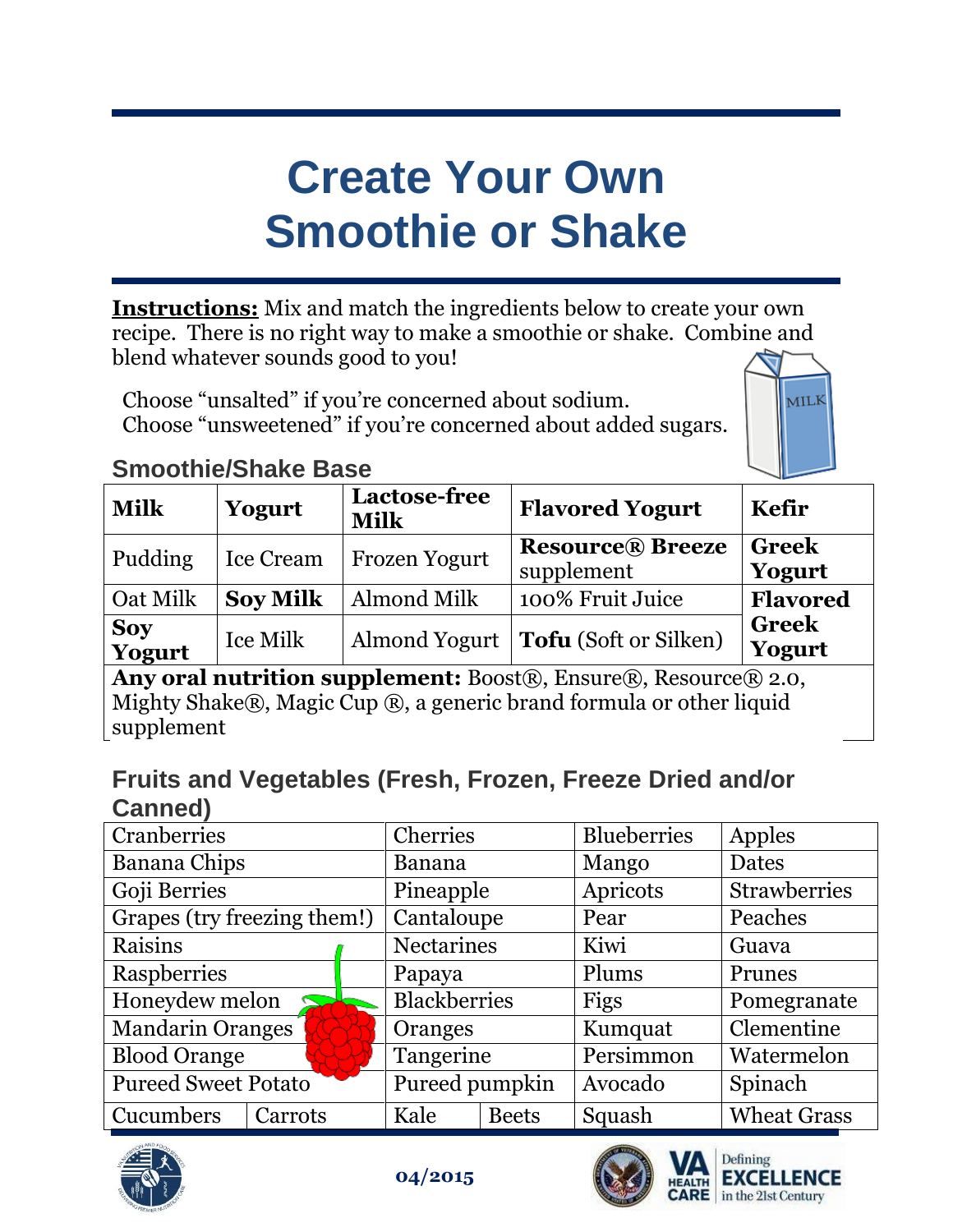# Create Your Own Smoothie or Shake

**Instructions:** Mix and match the ingredients below to create your own recipe. There is no right way to make a smoothie or shake. Combine and blend whatever sounds good to you!

Choose "unsalted" if you're concerned about sodium.
Choose "unsweetened" if you're concerned about added sugars.

## Smoothie/Shake Base

| **Milk** | **Yogurt** | **Lactose-free Milk** | **Flavored Yogurt** | **Kefir** |
|---|---|---|---|---|
| Pudding | Ice Cream | Frozen Yogurt | **Resource® Breeze** supplement | **Greek Yogurt** |
| Oat Milk | **Soy Milk** | Almond Milk | 100% Fruit Juice | **Flavored Greek Yogurt** |
| **Soy Yogurt** | Ice Milk | Almond Yogurt | **Tofu** (Soft or Silken) | |
| **Any oral nutrition supplement:** Boost®, Ensure®, Resource® 2.0, Mighty Shake®, Magic Cup ®, a generic brand formula or other liquid supplement | | | | |

## Fruits and Vegetables (Fresh, Frozen, Freeze Dried and/or Canned)

| | | | | | |
|---|---|---|---|---|---|
| Cranberries | | Cherries | | Blueberries | Apples |
| Banana Chips | | Banana | | Mango | Dates |
| Goji Berries | | Pineapple | | Apricots | Strawberries |
| Grapes (try freezing them!) | | Cantaloupe | | Pear | Peaches |
| Raisins | | Nectarines | | Kiwi | Guava |
| Raspberries | | Papaya | | Plums | Prunes |
| Honeydew melon | | Blackberries | | Figs | Pomegranate |
| Mandarin Oranges | | Oranges | | Kumquat | Clementine |
| Blood Orange | | Tangerine | | Persimmon | Watermelon |
| Pureed Sweet Potato | | Pureed pumpkin | | Avocado | Spinach |
| Cucumbers | Carrots | Kale | Beets | Squash | Wheat Grass |

04/2015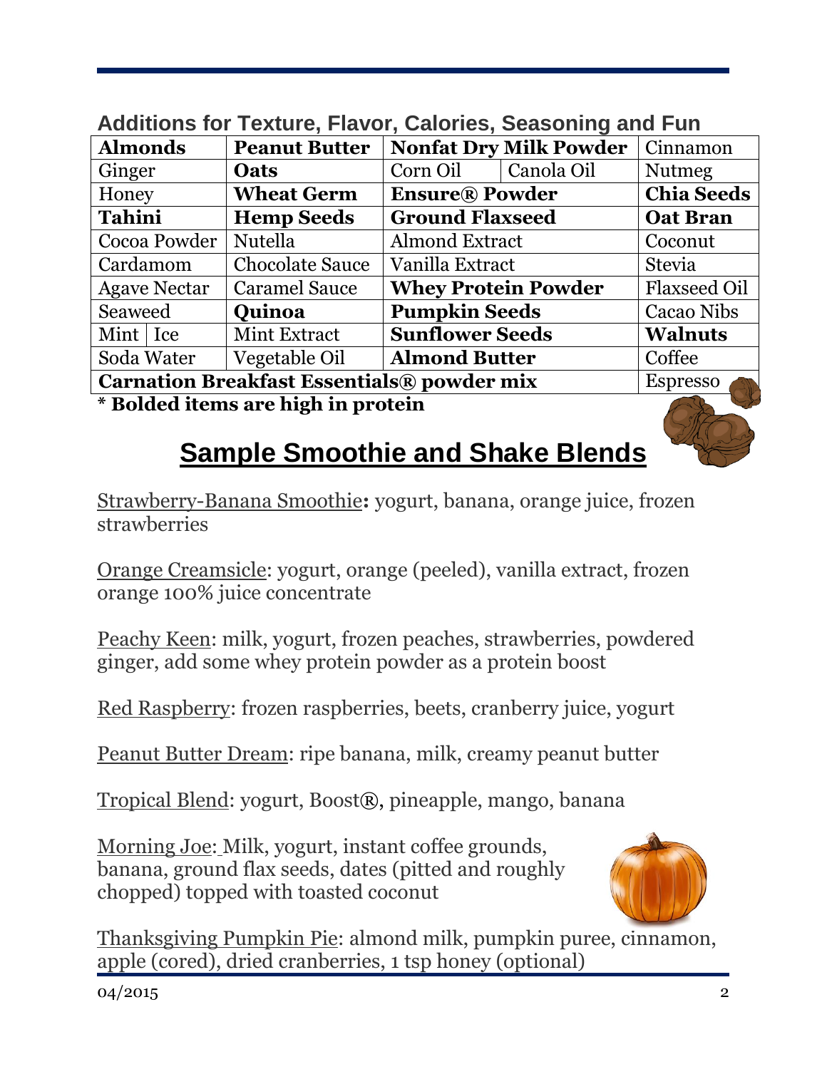## Additions for Texture, Flavor, Calories, Seasoning and Fun

| | | | | |
|---|---|---|---|---|
| **Almonds** | **Peanut Butter** | **Nonfat Dry Milk Powder** | | Cinnamon |
| Ginger | **Oats** | Corn Oil | Canola Oil | Nutmeg |
| Honey | **Wheat Germ** | **Ensure® Powder** | | **Chia Seeds** |
| **Tahini** | **Hemp Seeds** | **Ground Flaxseed** | | **Oat Bran** |
| Cocoa Powder | Nutella | Almond Extract | | Coconut |
| Cardamom | Chocolate Sauce | Vanilla Extract | | Stevia |
| Agave Nectar | Caramel Sauce | **Whey Protein Powder** | | Flaxseed Oil |
| Seaweed | **Quinoa** | **Pumpkin Seeds** | | Cacao Nibs |
| Mint / Ice | Mint Extract | **Sunflower Seeds** | | **Walnuts** |
| Soda Water | Vegetable Oil | **Almond Butter** | | Coffee |
| **Carnation Breakfast Essentials® powder mix** | | | | Espresso |

**\* Bolded items are high in protein**

## Sample Smoothie and Shake Blends

Strawberry-Banana Smoothie**:** yogurt, banana, orange juice, frozen strawberries

Orange Creamsicle: yogurt, orange (peeled), vanilla extract, frozen orange 100% juice concentrate

Peachy Keen: milk, yogurt, frozen peaches, strawberries, powdered ginger, add some whey protein powder as a protein boost

Red Raspberry: frozen raspberries, beets, cranberry juice, yogurt

Peanut Butter Dream: ripe banana, milk, creamy peanut butter

Tropical Blend: yogurt, Boost®, pineapple, mango, banana

Morning Joe: Milk, yogurt, instant coffee grounds, banana, ground flax seeds, dates (pitted and roughly chopped) topped with toasted coconut

Thanksgiving Pumpkin Pie: almond milk, pumpkin puree, cinnamon, apple (cored), dried cranberries, 1 tsp honey (optional)

04/2015